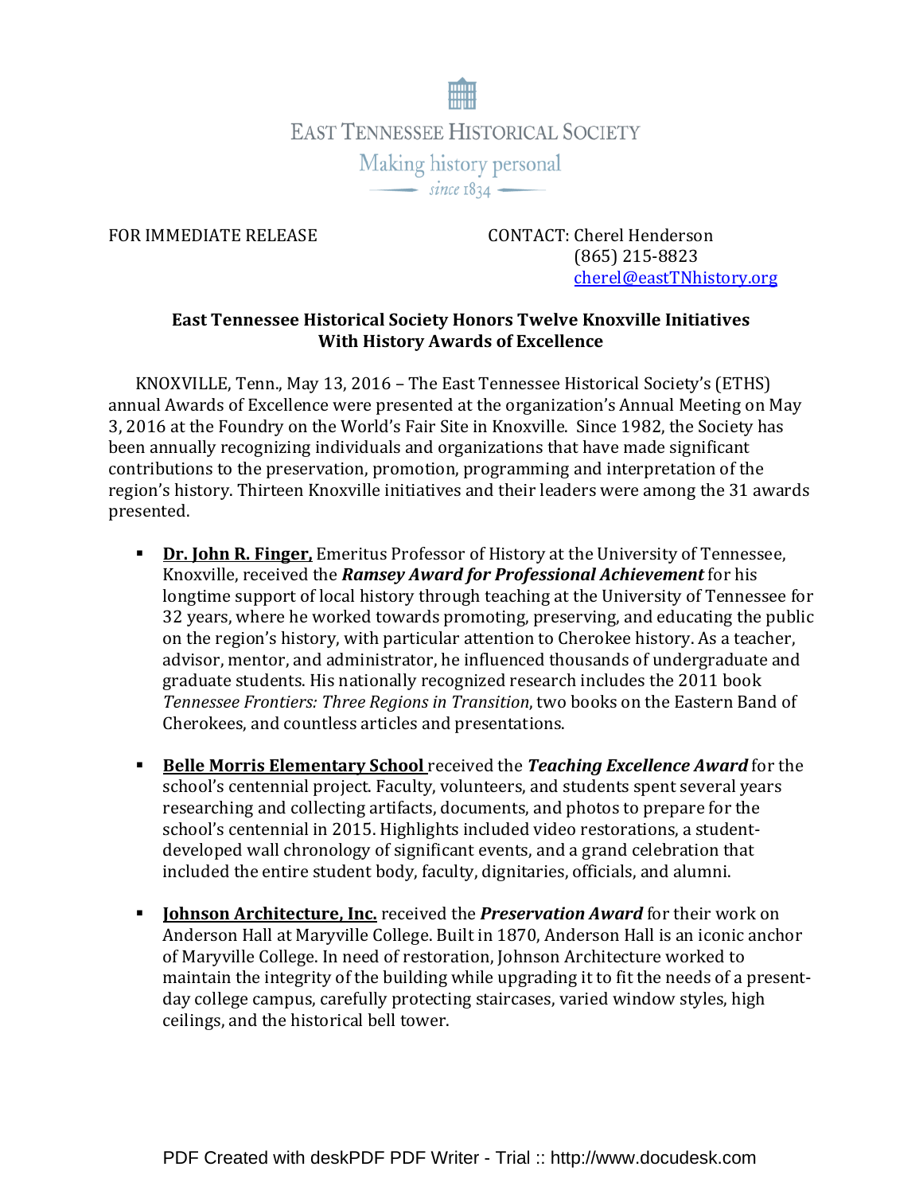EAST TENNESSEE HISTORICAL SOCIETY

Making history personal

since 1834

FOR IMMEDIATE RELEASE

CONTACT: Cherel Henderson
(865) 215-8823
cherel@eastTNhistory.org

**East Tennessee Historical Society Honors Twelve Knoxville Initiatives With History Awards of Excellence**

KNOXVILLE, Tenn., May 13, 2016 – The East Tennessee Historical Society's (ETHS) annual Awards of Excellence were presented at the organization's Annual Meeting on May 3, 2016 at the Foundry on the World's Fair Site in Knoxville. Since 1982, the Society has been annually recognizing individuals and organizations that have made significant contributions to the preservation, promotion, programming and interpretation of the region's history. Thirteen Knoxville initiatives and their leaders were among the 31 awards presented.

- **Dr. John R. Finger,** Emeritus Professor of History at the University of Tennessee, Knoxville, received the ***Ramsey Award for Professional Achievement*** for his longtime support of local history through teaching at the University of Tennessee for 32 years, where he worked towards promoting, preserving, and educating the public on the region's history, with particular attention to Cherokee history. As a teacher, advisor, mentor, and administrator, he influenced thousands of undergraduate and graduate students. His nationally recognized research includes the 2011 book *Tennessee Frontiers: Three Regions in Transition*, two books on the Eastern Band of Cherokees, and countless articles and presentations.

- **Belle Morris Elementary School** received the ***Teaching Excellence Award*** for the school's centennial project. Faculty, volunteers, and students spent several years researching and collecting artifacts, documents, and photos to prepare for the school's centennial in 2015. Highlights included video restorations, a student-developed wall chronology of significant events, and a grand celebration that included the entire student body, faculty, dignitaries, officials, and alumni.

- **Johnson Architecture, Inc.** received the ***Preservation Award*** for their work on Anderson Hall at Maryville College. Built in 1870, Anderson Hall is an iconic anchor of Maryville College. In need of restoration, Johnson Architecture worked to maintain the integrity of the building while upgrading it to fit the needs of a present-day college campus, carefully protecting staircases, varied window styles, high ceilings, and the historical bell tower.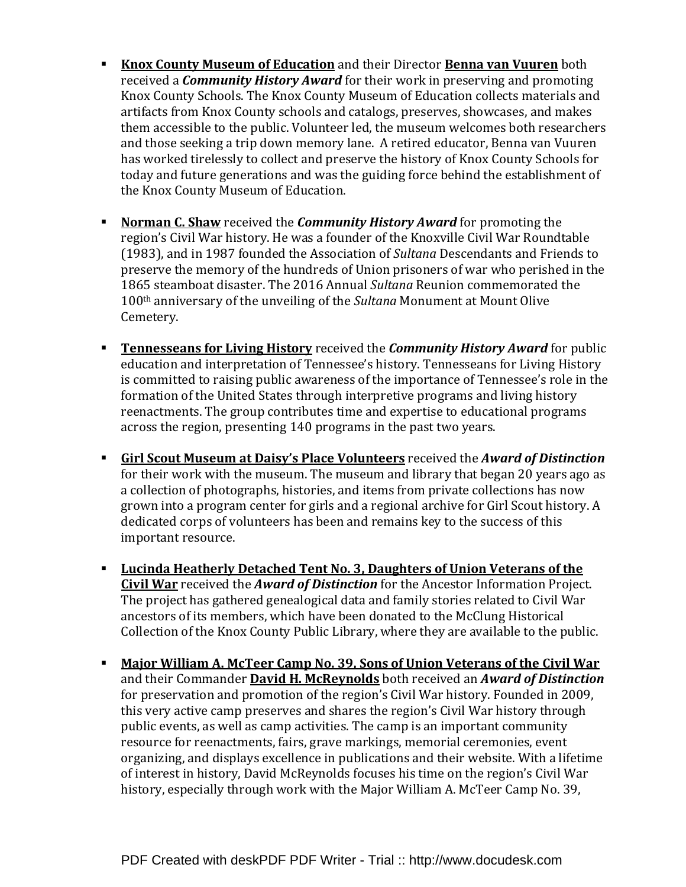- **Knox County Museum of Education** and their Director **Benna van Vuuren** both received a ***Community History Award*** for their work in preserving and promoting Knox County Schools. The Knox County Museum of Education collects materials and artifacts from Knox County schools and catalogs, preserves, showcases, and makes them accessible to the public. Volunteer led, the museum welcomes both researchers and those seeking a trip down memory lane. A retired educator, Benna van Vuuren has worked tirelessly to collect and preserve the history of Knox County Schools for today and future generations and was the guiding force behind the establishment of the Knox County Museum of Education.

- **Norman C. Shaw** received the ***Community History Award*** for promoting the region's Civil War history. He was a founder of the Knoxville Civil War Roundtable (1983), and in 1987 founded the Association of *Sultana* Descendants and Friends to preserve the memory of the hundreds of Union prisoners of war who perished in the 1865 steamboat disaster. The 2016 Annual *Sultana* Reunion commemorated the 100th anniversary of the unveiling of the *Sultana* Monument at Mount Olive Cemetery.

- **Tennesseans for Living History** received the ***Community History Award*** for public education and interpretation of Tennessee's history. Tennesseans for Living History is committed to raising public awareness of the importance of Tennessee's role in the formation of the United States through interpretive programs and living history reenactments. The group contributes time and expertise to educational programs across the region, presenting 140 programs in the past two years.

- **Girl Scout Museum at Daisy's Place Volunteers** received the ***Award of Distinction*** for their work with the museum. The museum and library that began 20 years ago as a collection of photographs, histories, and items from private collections has now grown into a program center for girls and a regional archive for Girl Scout history. A dedicated corps of volunteers has been and remains key to the success of this important resource.

- **Lucinda Heatherly Detached Tent No. 3, Daughters of Union Veterans of the Civil War** received the ***Award of Distinction*** for the Ancestor Information Project. The project has gathered genealogical data and family stories related to Civil War ancestors of its members, which have been donated to the McClung Historical Collection of the Knox County Public Library, where they are available to the public.

- **Major William A. McTeer Camp No. 39, Sons of Union Veterans of the Civil War** and their Commander **David H. McReynolds** both received an ***Award of Distinction*** for preservation and promotion of the region's Civil War history. Founded in 2009, this very active camp preserves and shares the region's Civil War history through public events, as well as camp activities. The camp is an important community resource for reenactments, fairs, grave markings, memorial ceremonies, event organizing, and displays excellence in publications and their website. With a lifetime of interest in history, David McReynolds focuses his time on the region's Civil War history, especially through work with the Major William A. McTeer Camp No. 39,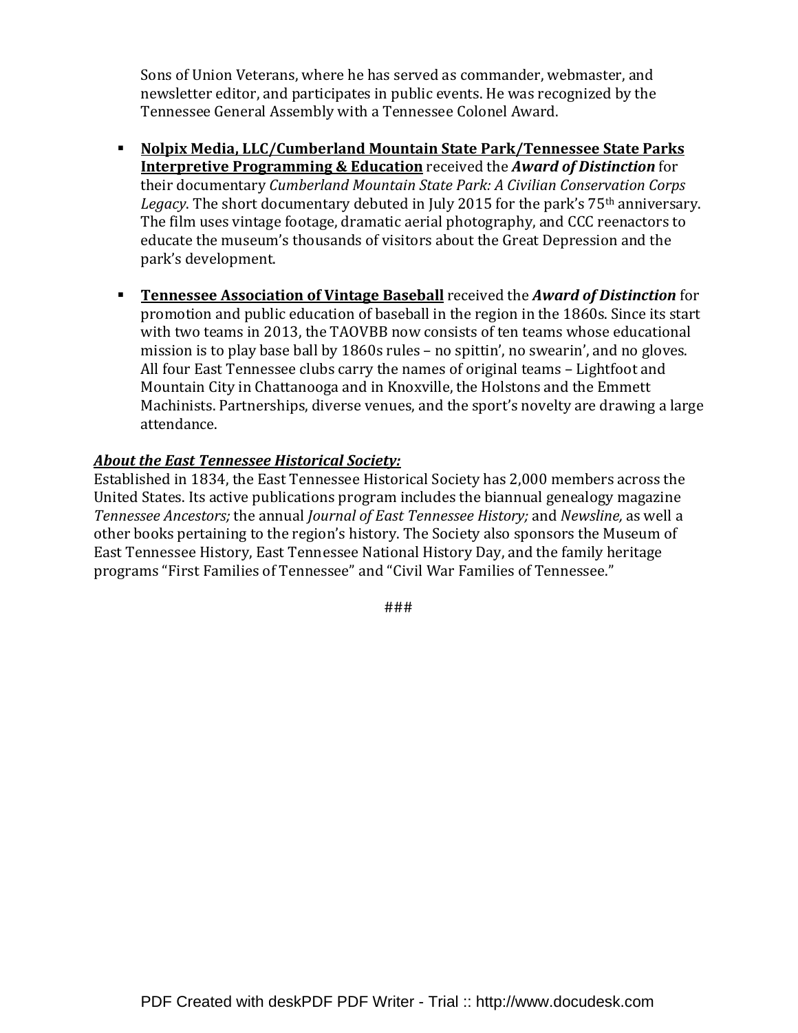Sons of Union Veterans, where he has served as commander, webmaster, and newsletter editor, and participates in public events. He was recognized by the Tennessee General Assembly with a Tennessee Colonel Award.

- **Nolpix Media, LLC/Cumberland Mountain State Park/Tennessee State Parks Interpretive Programming & Education** received the ***Award of Distinction*** for their documentary *Cumberland Mountain State Park: A Civilian Conservation Corps Legacy*. The short documentary debuted in July 2015 for the park's 75th anniversary. The film uses vintage footage, dramatic aerial photography, and CCC reenactors to educate the museum's thousands of visitors about the Great Depression and the park's development.

- **Tennessee Association of Vintage Baseball** received the ***Award of Distinction*** for promotion and public education of baseball in the region in the 1860s. Since its start with two teams in 2013, the TAOVBB now consists of ten teams whose educational mission is to play base ball by 1860s rules – no spittin', no swearin', and no gloves. All four East Tennessee clubs carry the names of original teams – Lightfoot and Mountain City in Chattanooga and in Knoxville, the Holstons and the Emmett Machinists. Partnerships, diverse venues, and the sport's novelty are drawing a large attendance.

***About the East Tennessee Historical Society:***

Established in 1834, the East Tennessee Historical Society has 2,000 members across the United States. Its active publications program includes the biannual genealogy magazine *Tennessee Ancestors;* the annual *Journal of East Tennessee History;* and *Newsline,* as well a other books pertaining to the region's history. The Society also sponsors the Museum of East Tennessee History, East Tennessee National History Day, and the family heritage programs "First Families of Tennessee" and "Civil War Families of Tennessee."

###